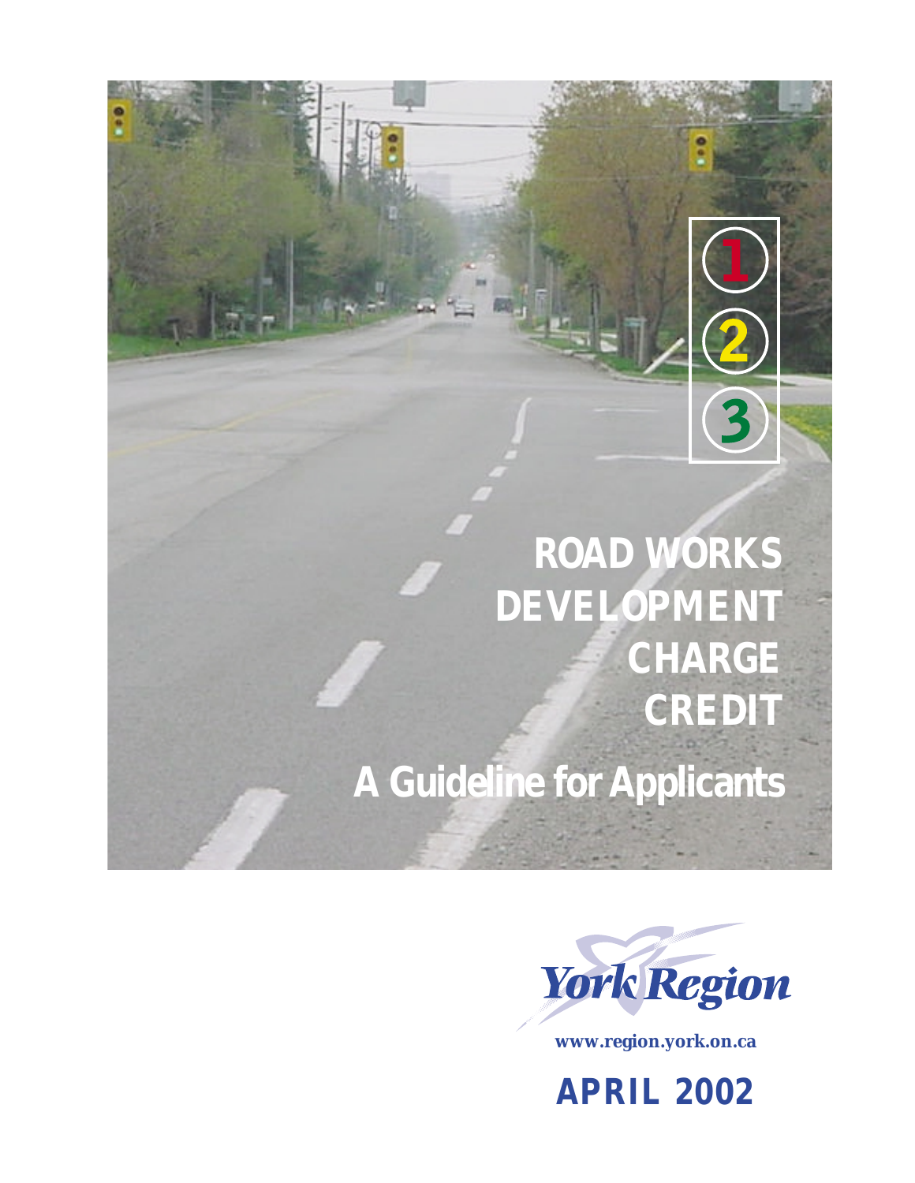1
2
3

# ROAD WORKS DEVELOPMENT CHARGE CREDIT

## A Guideline for Applicants

York Region

www.region.york.on.ca

**APRIL 2002**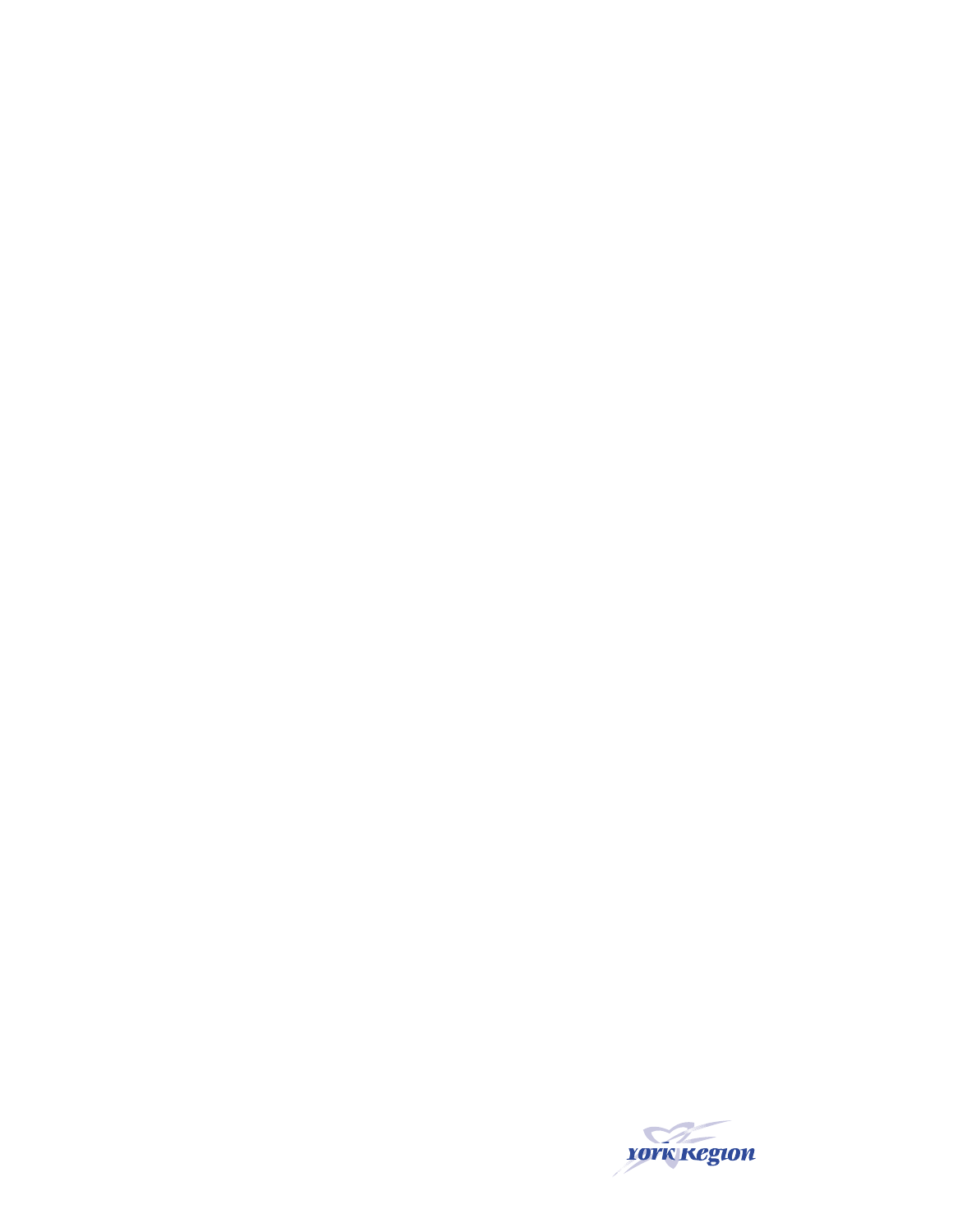York Region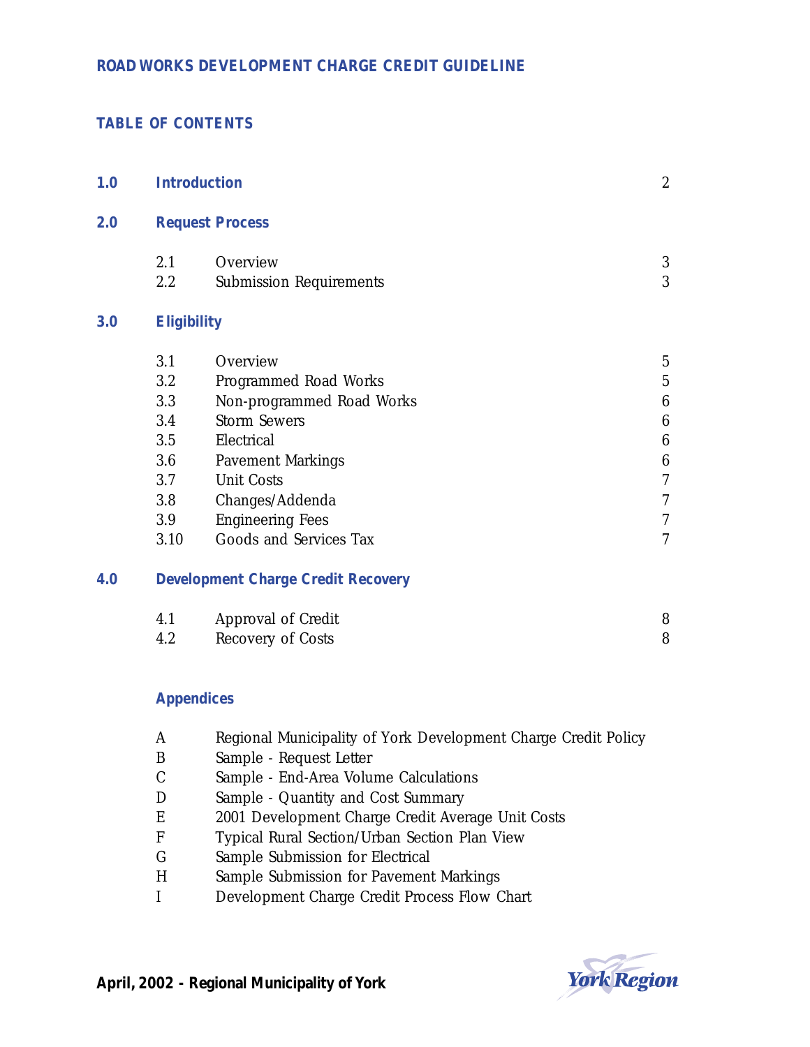## ROAD WORKS DEVELOPMENT CHARGE CREDIT GUIDELINE

### TABLE OF CONTENTS

| | | | |
|---|---|---|---|
| **1.0** | **Introduction** | | 2 |
| **2.0** | **Request Process** | | |
| | 2.1 | Overview | 3 |
| | 2.2 | Submission Requirements | 3 |
| **3.0** | **Eligibility** | | |
| | 3.1 | Overview | 5 |
| | 3.2 | Programmed Road Works | 5 |
| | 3.3 | Non-programmed Road Works | 6 |
| | 3.4 | Storm Sewers | 6 |
| | 3.5 | Electrical | 6 |
| | 3.6 | Pavement Markings | 6 |
| | 3.7 | Unit Costs | 7 |
| | 3.8 | Changes/Addenda | 7 |
| | 3.9 | Engineering Fees | 7 |
| | 3.10 | Goods and Services Tax | 7 |
| **4.0** | **Development Charge Credit Recovery** | | |
| | 4.1 | Approval of Credit | 8 |
| | 4.2 | Recovery of Costs | 8 |

**Appendices**

- A Regional Municipality of York Development Charge Credit Policy
- B Sample - Request Letter
- C Sample - End-Area Volume Calculations
- D Sample - Quantity and Cost Summary
- E 2001 Development Charge Credit Average Unit Costs
- F Typical Rural Section/Urban Section Plan View
- G Sample Submission for Electrical
- H Sample Submission for Pavement Markings
- I Development Charge Credit Process Flow Chart

**April, 2002 - Regional Municipality of York**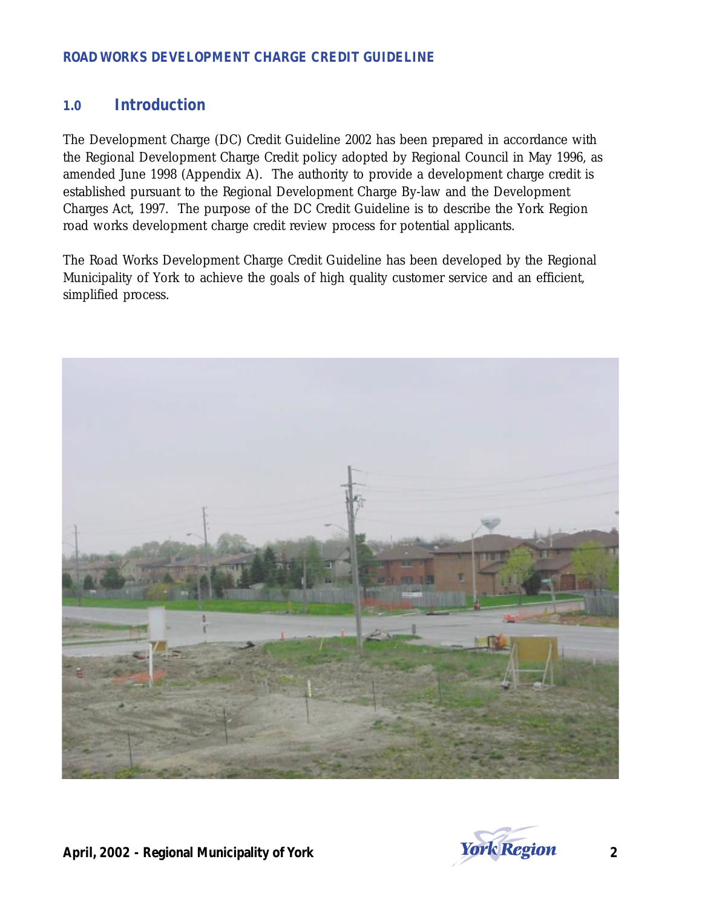## 1.0 Introduction

The Development Charge (DC) Credit Guideline 2002 has been prepared in accordance with the Regional Development Charge Credit policy adopted by Regional Council in May 1996, as amended June 1998 (Appendix A). The authority to provide a development charge credit is established pursuant to the Regional Development Charge By-law and the Development Charges Act, 1997. The purpose of the DC Credit Guideline is to describe the York Region road works development charge credit review process for potential applicants.

The Road Works Development Charge Credit Guideline has been developed by the Regional Municipality of York to achieve the goals of high quality customer service and an efficient, simplified process.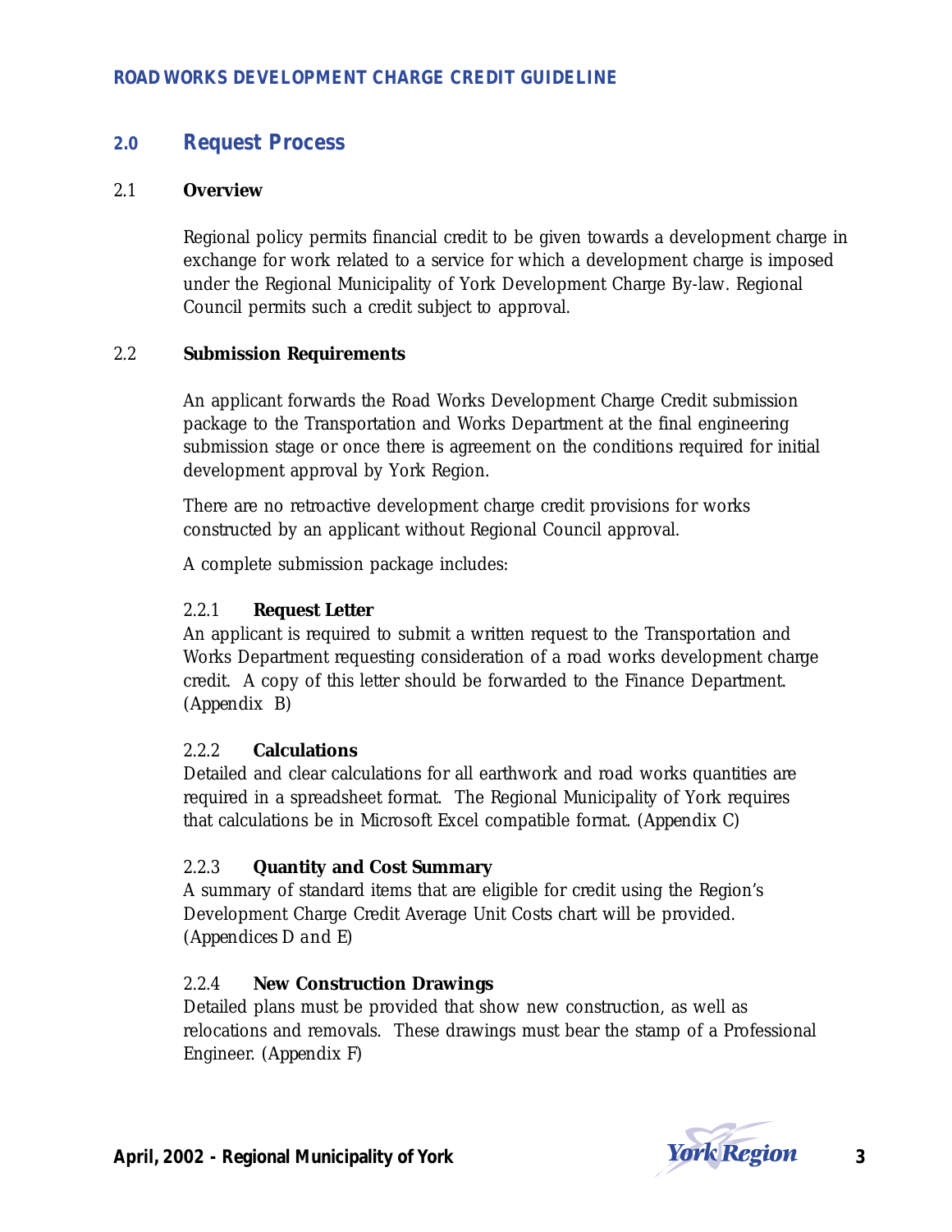## 2.0 Request Process

### 2.1 Overview

Regional policy permits financial credit to be given towards a development charge in exchange for work related to a service for which a development charge is imposed under the Regional Municipality of York Development Charge By-law. Regional Council permits such a credit subject to approval.

### 2.2 Submission Requirements

An applicant forwards the Road Works Development Charge Credit submission package to the Transportation and Works Department at the final engineering submission stage or once there is agreement on the conditions required for initial development approval by York Region.

There are no retroactive development charge credit provisions for works constructed by an applicant without Regional Council approval.

A complete submission package includes:

#### 2.2.1 Request Letter

An applicant is required to submit a written request to the Transportation and Works Department requesting consideration of a road works development charge credit. A copy of this letter should be forwarded to the Finance Department. (Appendix B)

#### 2.2.2 Calculations

Detailed and clear calculations for all earthwork and road works quantities are required in a spreadsheet format. The Regional Municipality of York requires that calculations be in Microsoft Excel compatible format. (Appendix C)

#### 2.2.3 Quantity and Cost Summary

A summary of standard items that are eligible for credit using the Region's Development Charge Credit Average Unit Costs chart will be provided. (Appendices D and E)

#### 2.2.4 New Construction Drawings

Detailed plans must be provided that show new construction, as well as relocations and removals. These drawings must bear the stamp of a Professional Engineer. (Appendix F)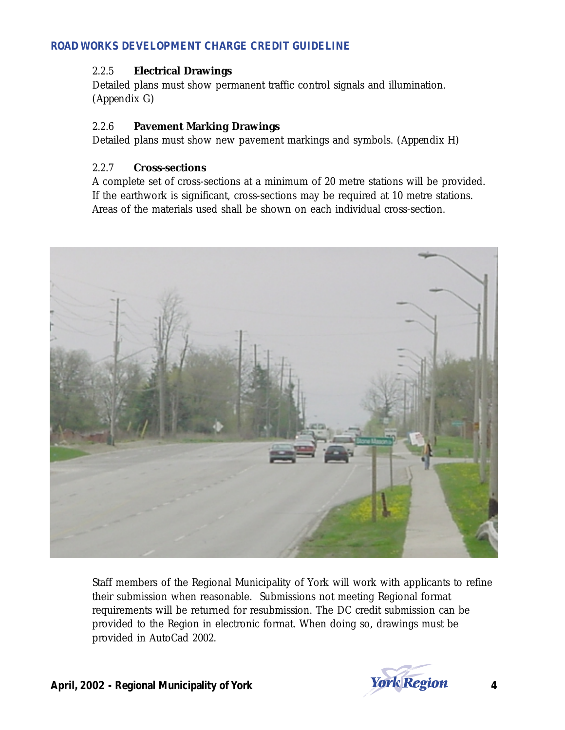### 2.2.5 Electrical Drawings

Detailed plans must show permanent traffic control signals and illumination. (Appendix G)

### 2.2.6 Pavement Marking Drawings

Detailed plans must show new pavement markings and symbols. (Appendix H)

### 2.2.7 Cross-sections

A complete set of cross-sections at a minimum of 20 metre stations will be provided. If the earthwork is significant, cross-sections may be required at 10 metre stations. Areas of the materials used shall be shown on each individual cross-section.

Staff members of the Regional Municipality of York will work with applicants to refine their submission when reasonable. Submissions not meeting Regional format requirements will be returned for resubmission. The DC credit submission can be provided to the Region in electronic format. When doing so, drawings must be provided in AutoCad 2002.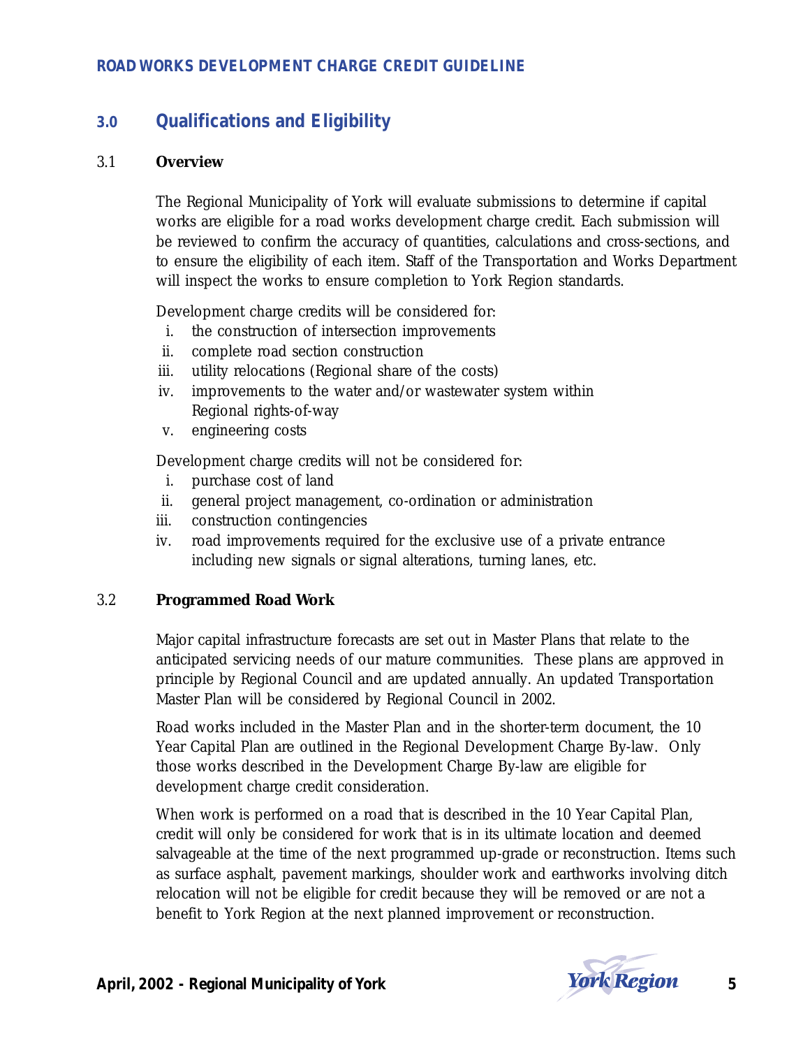## 3.0 Qualifications and Eligibility

### 3.1 Overview

The Regional Municipality of York will evaluate submissions to determine if capital works are eligible for a road works development charge credit. Each submission will be reviewed to confirm the accuracy of quantities, calculations and cross-sections, and to ensure the eligibility of each item. Staff of the Transportation and Works Department will inspect the works to ensure completion to York Region standards.

Development charge credits will be considered for:

i. the construction of intersection improvements
ii. complete road section construction
iii. utility relocations (Regional share of the costs)
iv. improvements to the water and/or wastewater system within Regional rights-of-way
v. engineering costs

Development charge credits will not be considered for:

i. purchase cost of land
ii. general project management, co-ordination or administration
iii. construction contingencies
iv. road improvements required for the exclusive use of a private entrance including new signals or signal alterations, turning lanes, etc.

### 3.2 Programmed Road Work

Major capital infrastructure forecasts are set out in Master Plans that relate to the anticipated servicing needs of our mature communities. These plans are approved in principle by Regional Council and are updated annually. An updated Transportation Master Plan will be considered by Regional Council in 2002.

Road works included in the Master Plan and in the shorter-term document, the 10 Year Capital Plan are outlined in the Regional Development Charge By-law. Only those works described in the Development Charge By-law are eligible for development charge credit consideration.

When work is performed on a road that is described in the 10 Year Capital Plan, credit will only be considered for work that is in its ultimate location and deemed salvageable at the time of the next programmed up-grade or reconstruction. Items such as surface asphalt, pavement markings, shoulder work and earthworks involving ditch relocation will not be eligible for credit because they will be removed or are not a benefit to York Region at the next planned improvement or reconstruction.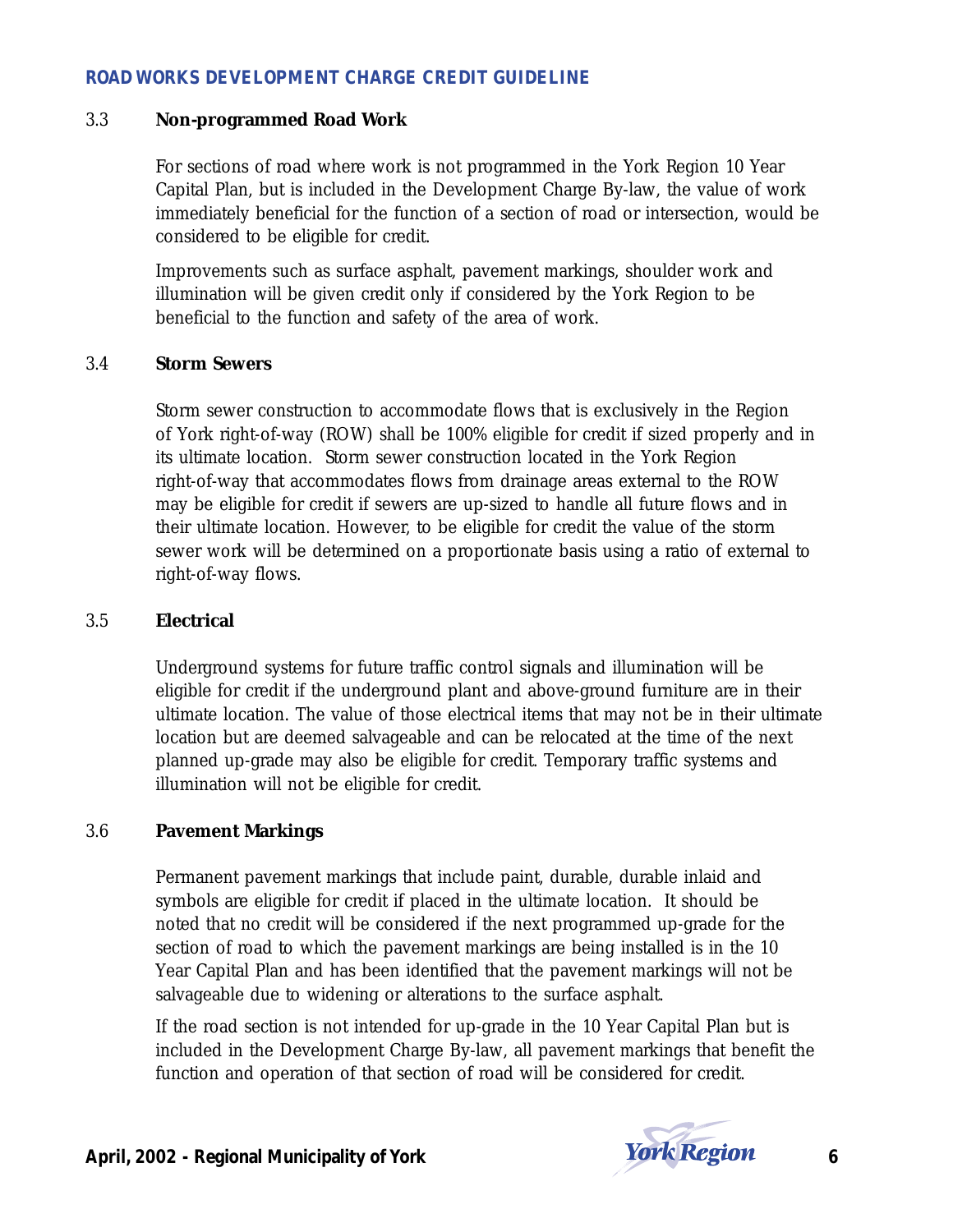### 3.3 Non-programmed Road Work

For sections of road where work is not programmed in the York Region 10 Year Capital Plan, but is included in the Development Charge By-law, the value of work immediately beneficial for the function of a section of road or intersection, would be considered to be eligible for credit.

Improvements such as surface asphalt, pavement markings, shoulder work and illumination will be given credit only if considered by the York Region to be beneficial to the function and safety of the area of work.

### 3.4 Storm Sewers

Storm sewer construction to accommodate flows that is exclusively in the Region of York right-of-way (ROW) shall be 100% eligible for credit if sized properly and in its ultimate location. Storm sewer construction located in the York Region right-of-way that accommodates flows from drainage areas external to the ROW may be eligible for credit if sewers are up-sized to handle all future flows and in their ultimate location. However, to be eligible for credit the value of the storm sewer work will be determined on a proportionate basis using a ratio of external to right-of-way flows.

### 3.5 Electrical

Underground systems for future traffic control signals and illumination will be eligible for credit if the underground plant and above-ground furniture are in their ultimate location. The value of those electrical items that may not be in their ultimate location but are deemed salvageable and can be relocated at the time of the next planned up-grade may also be eligible for credit. Temporary traffic systems and illumination will not be eligible for credit.

### 3.6 Pavement Markings

Permanent pavement markings that include paint, durable, durable inlaid and symbols are eligible for credit if placed in the ultimate location. It should be noted that no credit will be considered if the next programmed up-grade for the section of road to which the pavement markings are being installed is in the 10 Year Capital Plan and has been identified that the pavement markings will not be salvageable due to widening or alterations to the surface asphalt.

If the road section is not intended for up-grade in the 10 Year Capital Plan but is included in the Development Charge By-law, all pavement markings that benefit the function and operation of that section of road will be considered for credit.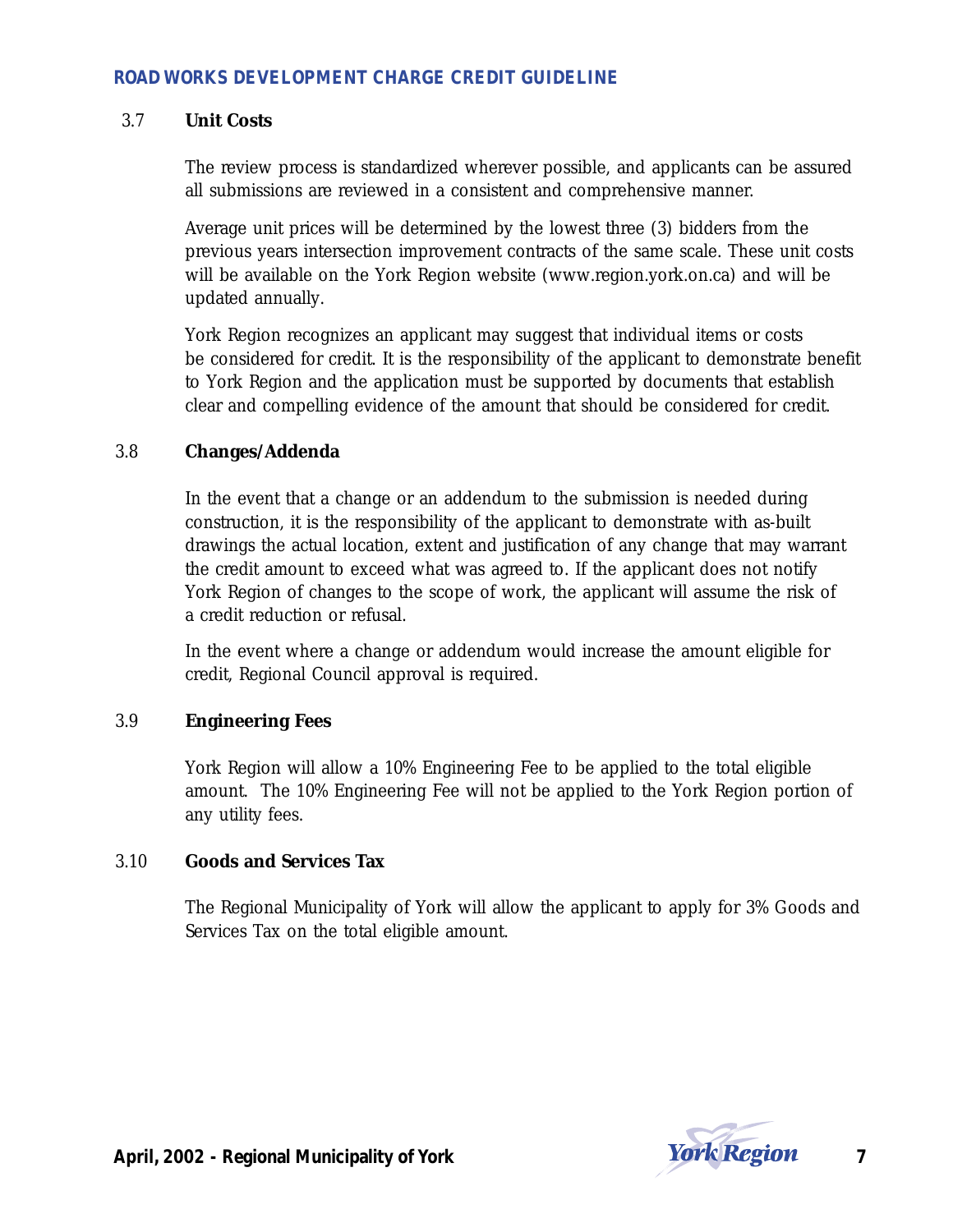### 3.7 Unit Costs

The review process is standardized wherever possible, and applicants can be assured all submissions are reviewed in a consistent and comprehensive manner.

Average unit prices will be determined by the lowest three (3) bidders from the previous years intersection improvement contracts of the same scale. These unit costs will be available on the York Region website (www.region.york.on.ca) and will be updated annually.

York Region recognizes an applicant may suggest that individual items or costs be considered for credit. It is the responsibility of the applicant to demonstrate benefit to York Region and the application must be supported by documents that establish clear and compelling evidence of the amount that should be considered for credit.

### 3.8 Changes/Addenda

In the event that a change or an addendum to the submission is needed during construction, it is the responsibility of the applicant to demonstrate with as-built drawings the actual location, extent and justification of any change that may warrant the credit amount to exceed what was agreed to. If the applicant does not notify York Region of changes to the scope of work, the applicant will assume the risk of a credit reduction or refusal.

In the event where a change or addendum would increase the amount eligible for credit, Regional Council approval is required.

### 3.9 Engineering Fees

York Region will allow a 10% Engineering Fee to be applied to the total eligible amount. The 10% Engineering Fee will not be applied to the York Region portion of any utility fees.

### 3.10 Goods and Services Tax

The Regional Municipality of York will allow the applicant to apply for 3% Goods and Services Tax on the total eligible amount.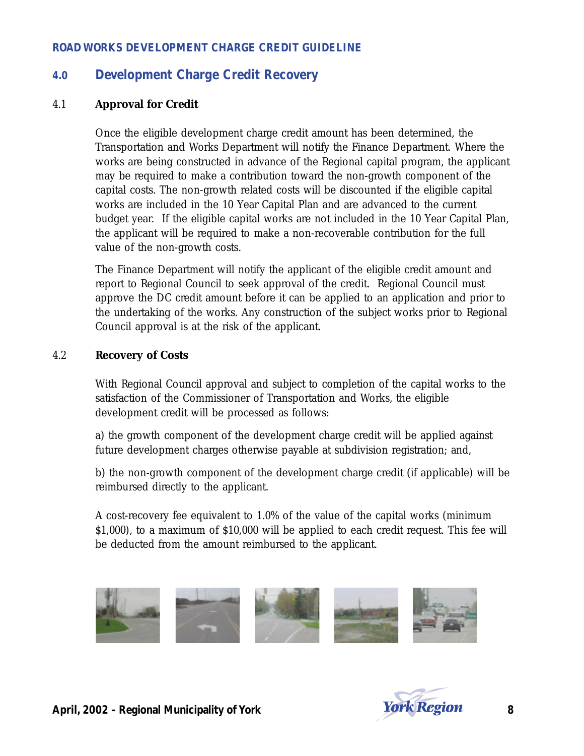## 4.0 Development Charge Credit Recovery

### 4.1 Approval for Credit

Once the eligible development charge credit amount has been determined, the Transportation and Works Department will notify the Finance Department. Where the works are being constructed in advance of the Regional capital program, the applicant may be required to make a contribution toward the non-growth component of the capital costs. The non-growth related costs will be discounted if the eligible capital works are included in the 10 Year Capital Plan and are advanced to the current budget year. If the eligible capital works are not included in the 10 Year Capital Plan, the applicant will be required to make a non-recoverable contribution for the full value of the non-growth costs.

The Finance Department will notify the applicant of the eligible credit amount and report to Regional Council to seek approval of the credit. Regional Council must approve the DC credit amount before it can be applied to an application and prior to the undertaking of the works. Any construction of the subject works prior to Regional Council approval is at the risk of the applicant.

### 4.2 Recovery of Costs

With Regional Council approval and subject to completion of the capital works to the satisfaction of the Commissioner of Transportation and Works, the eligible development credit will be processed as follows:

a) the growth component of the development charge credit will be applied against future development charges otherwise payable at subdivision registration; and,

b) the non-growth component of the development charge credit (if applicable) will be reimbursed directly to the applicant.

A cost-recovery fee equivalent to 1.0% of the value of the capital works (minimum $1,000), to a maximum of $10,000 will be applied to each credit request. This fee will be deducted from the amount reimbursed to the applicant.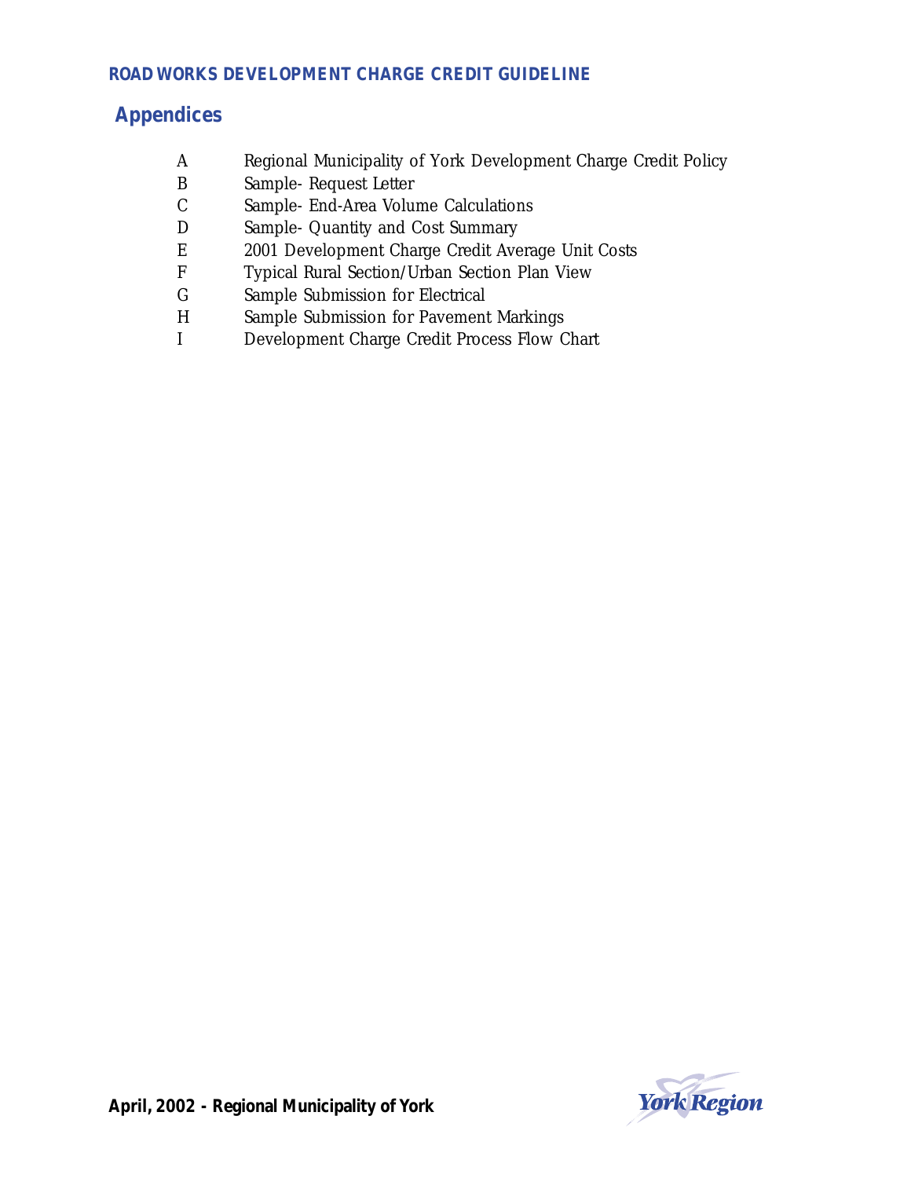## Appendices

| | |
|---|---|
| A | Regional Municipality of York Development Charge Credit Policy |
| B | Sample- Request Letter |
| C | Sample- End-Area Volume Calculations |
| D | Sample- Quantity and Cost Summary |
| E | 2001 Development Charge Credit Average Unit Costs |
| F | Typical Rural Section/Urban Section Plan View |
| G | Sample Submission for Electrical |
| H | Sample Submission for Pavement Markings |
| I | Development Charge Credit Process Flow Chart |